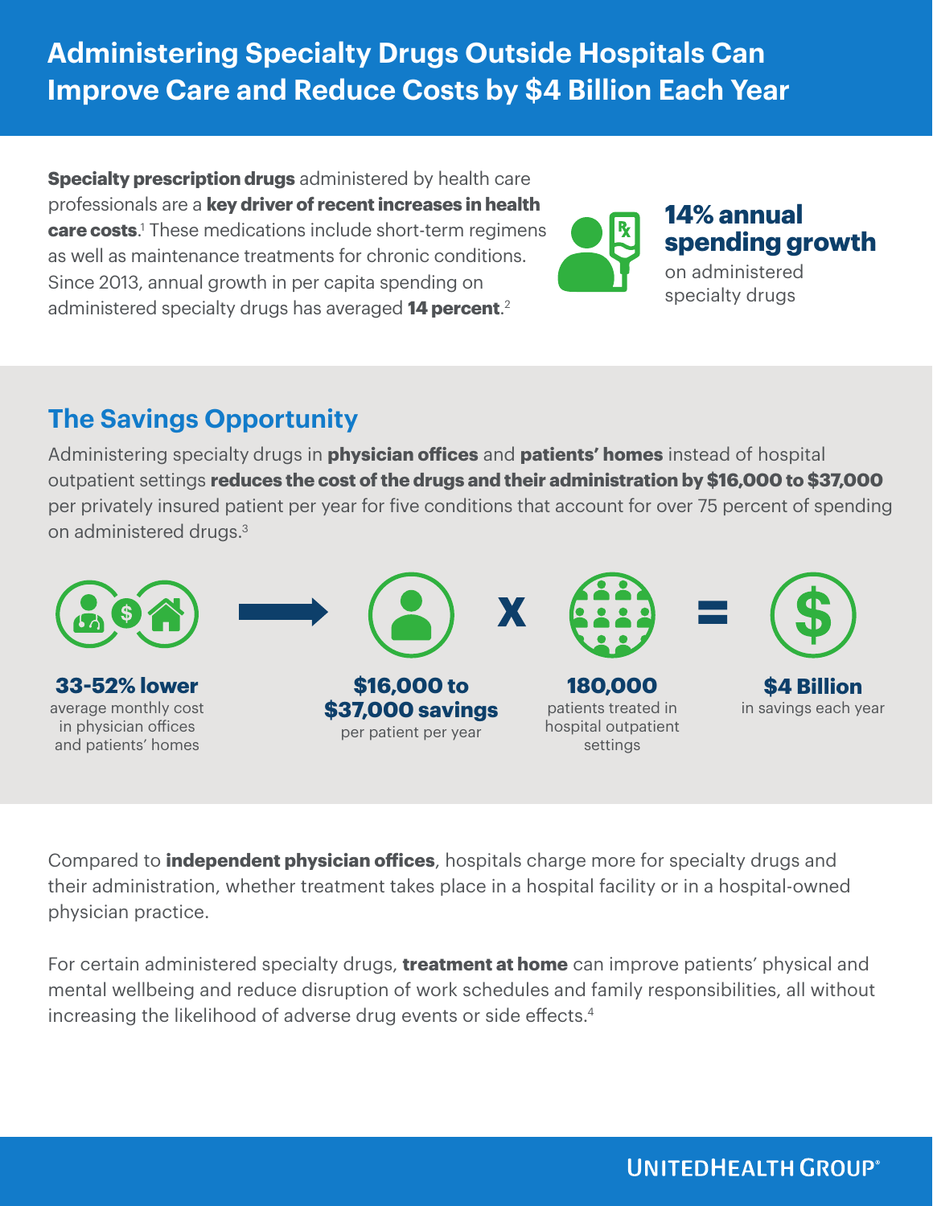# Administering Specialty Drugs Outside Hospitals Can Improve Care and Reduce Costs by $4 Billion Each Year

**Specialty prescription drugs** administered by health care professionals are a **key driver of recent increases in health care costs**.[1] These medications include short-term regimens as well as maintenance treatments for chronic conditions. Since 2013, annual growth in per capita spending on administered specialty drugs has averaged **14 percent**.[2]

**14% annual spending growth**
on administered specialty drugs

## The Savings Opportunity

Administering specialty drugs in **physician offices** and **patients' homes** instead of hospital outpatient settings **reduces the cost of the drugs and their administration by $16,000 to $37,000** per privately insured patient per year for five conditions that account for over 75 percent of spending on administered drugs.[3]

**33-52% lower**
average monthly cost in physician offices and patients' homes

→

**$16,000 to $37,000 savings**
per patient per year

X

**180,000**
patients treated in hospital outpatient settings

=

**$4 Billion**
in savings each year

Compared to **independent physician offices**, hospitals charge more for specialty drugs and their administration, whether treatment takes place in a hospital facility or in a hospital-owned physician practice.

For certain administered specialty drugs, **treatment at home** can improve patients' physical and mental wellbeing and reduce disruption of work schedules and family responsibilities, all without increasing the likelihood of adverse drug events or side effects.[4]

UNITEDHEALTH GROUP®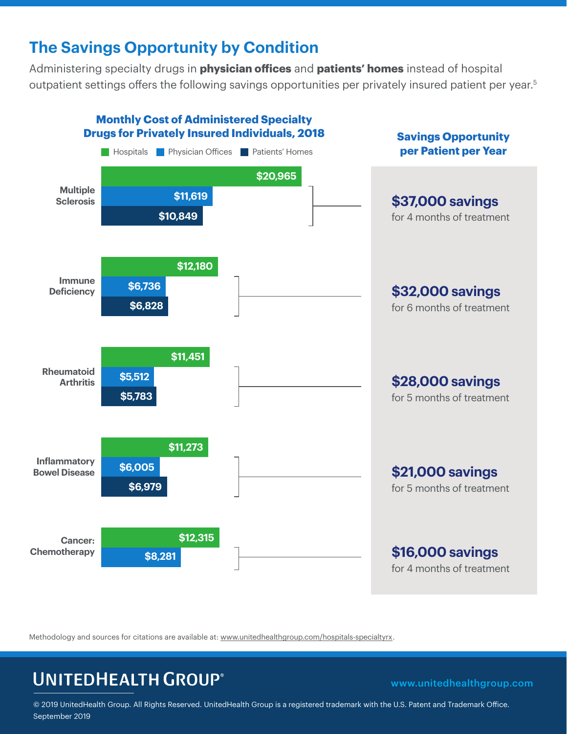## The Savings Opportunity by Condition

Administering specialty drugs in **physician offices** and **patients' homes** instead of hospital outpatient settings offers the following savings opportunities per privately insured patient per year.[5]

**Monthly Cost of Administered Specialty Drugs for Privately Insured Individuals, 2018**

Hospitals
Physician Offices
Patients' Homes

Multiple Sclerosis
$20,965
$11,619
$10,849

Immune Deficiency
$12,180
$6,736
$6,828

Rheumatoid Arthritis
$11,451
$5,512
$5,783

Inflammatory Bowel Disease
$11,273
$6,005
$6,979

Cancer: Chemotherapy
$12,315
$8,281

**Savings Opportunity per Patient per Year**

**$37,000 savings** for 4 months of treatment

**$32,000 savings** for 6 months of treatment

**$28,000 savings** for 5 months of treatment

**$21,000 savings** for 5 months of treatment

**$16,000 savings** for 4 months of treatment

Methodology and sources for citations are available at: www.unitedhealthgroup.com/hospitals-specialtyrx.

UNITEDHEALTH GROUP®

www.unitedhealthgroup.com

© 2019 UnitedHealth Group. All Rights Reserved. UnitedHealth Group is a registered trademark with the U.S. Patent and Trademark Office.
September 2019